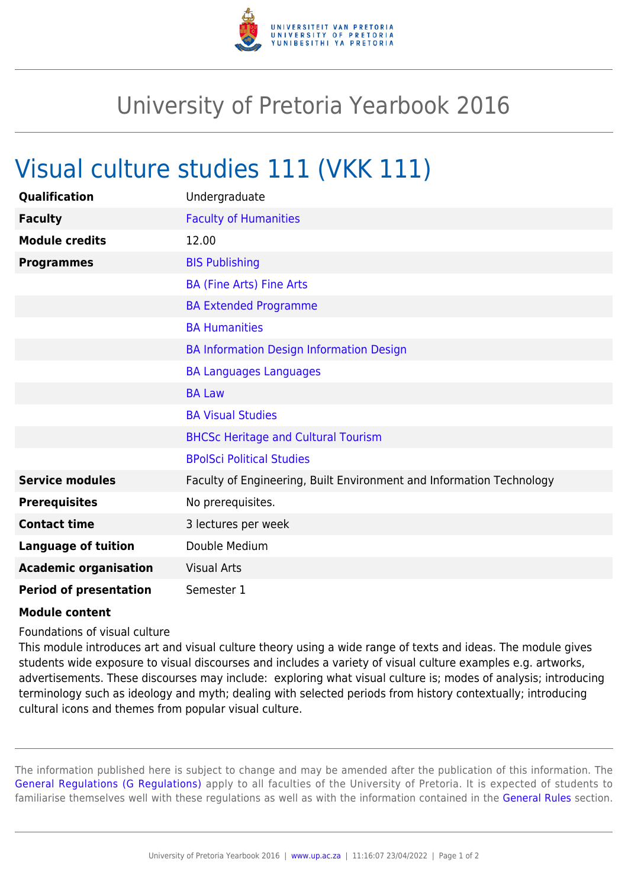# University of Pretoria Yearbook 2016

## Visual culture studies 111 (VKK 111)

| | |
|---|---|
| **Qualification** | Undergraduate |
| **Faculty** | Faculty of Humanities |
| **Module credits** | 12.00 |
| **Programmes** | BIS Publishing |
| | BA (Fine Arts) Fine Arts |
| | BA Extended Programme |
| | BA Humanities |
| | BA Information Design Information Design |
| | BA Languages Languages |
| | BA Law |
| | BA Visual Studies |
| | BHCSc Heritage and Cultural Tourism |
| | BPolSci Political Studies |
| **Service modules** | Faculty of Engineering, Built Environment and Information Technology |
| **Prerequisites** | No prerequisites. |
| **Contact time** | 3 lectures per week |
| **Language of tuition** | Double Medium |
| **Academic organisation** | Visual Arts |
| **Period of presentation** | Semester 1 |

**Module content**

Foundations of visual culture

This module introduces art and visual culture theory using a wide range of texts and ideas. The module gives students wide exposure to visual discourses and includes a variety of visual culture examples e.g. artworks, advertisements. These discourses may include: exploring what visual culture is; modes of analysis; introducing terminology such as ideology and myth; dealing with selected periods from history contextually; introducing cultural icons and themes from popular visual culture.

The information published here is subject to change and may be amended after the publication of this information. The General Regulations (G Regulations) apply to all faculties of the University of Pretoria. It is expected of students to familiarise themselves well with these regulations as well as with the information contained in the General Rules section.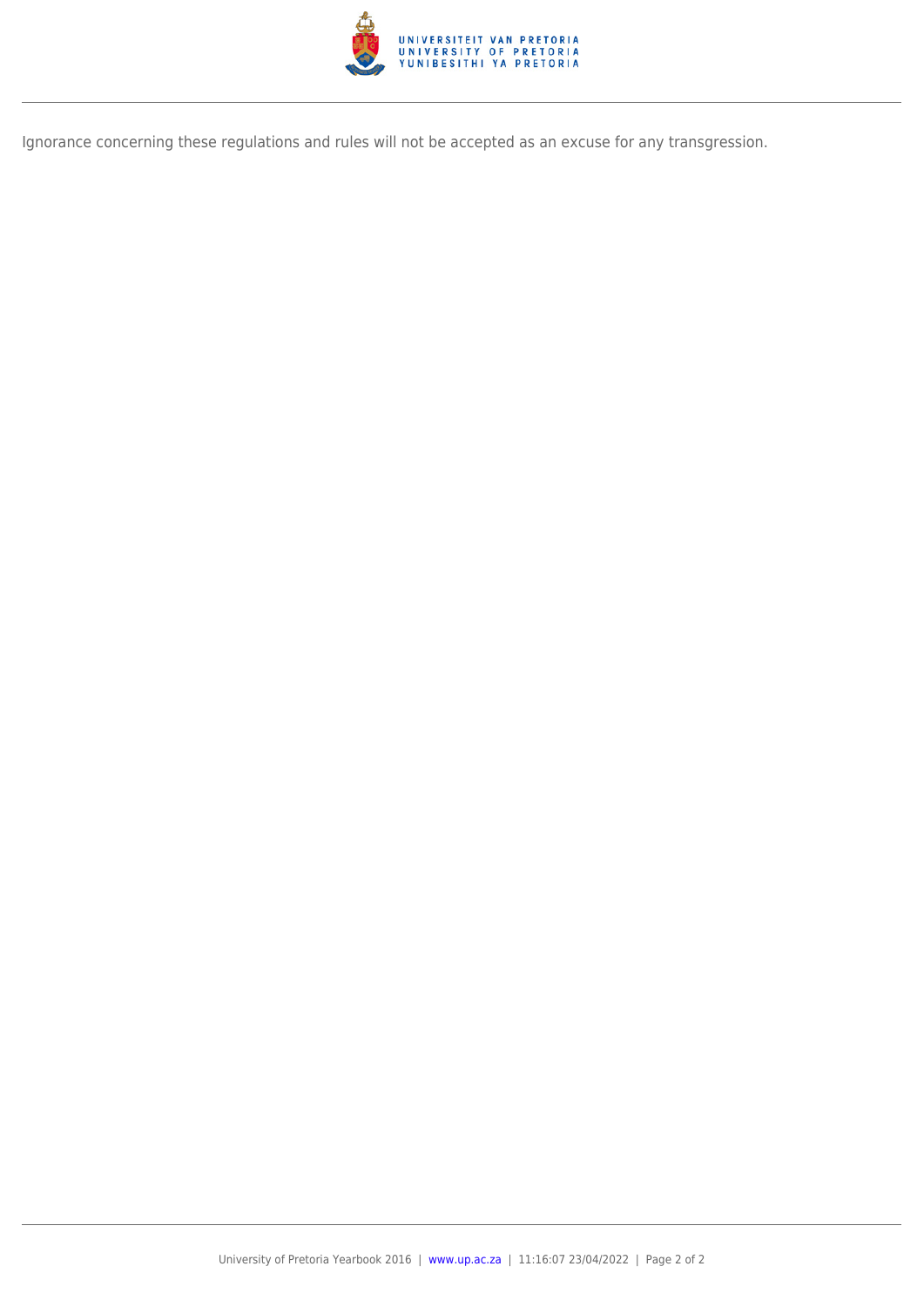Ignorance concerning these regulations and rules will not be accepted as an excuse for any transgression.